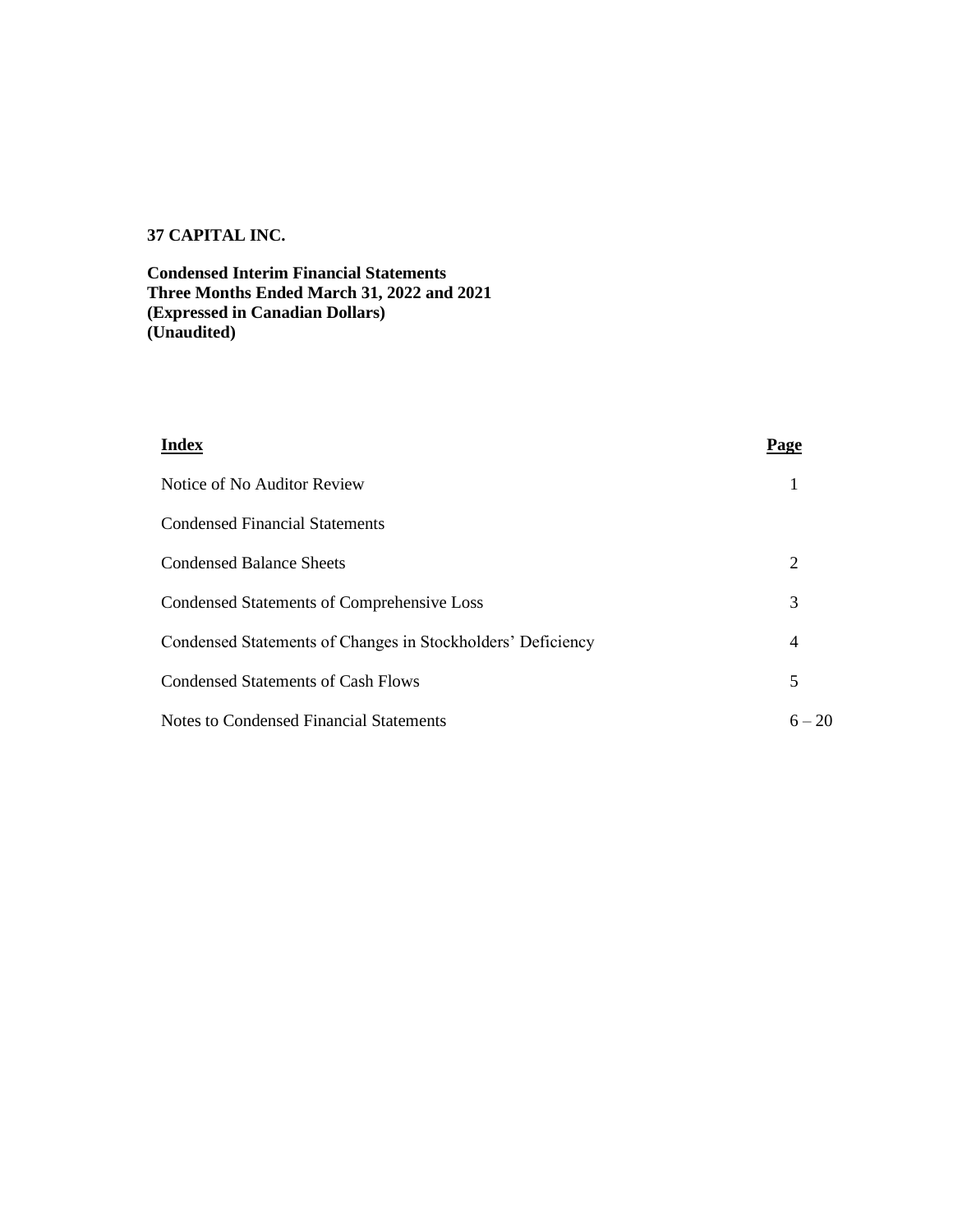**37 CAPITAL INC.**

**Condensed Interim Financial Statements**
**Three Months Ended March 31, 2022 and 2021**
**(Expressed in Canadian Dollars)**
**(Unaudited)**

| **Index** | **Page** |
|---|---|
| Notice of No Auditor Review | 1 |
| Condensed Financial Statements | |
| Condensed Balance Sheets | 2 |
| Condensed Statements of Comprehensive Loss | 3 |
| Condensed Statements of Changes in Stockholders' Deficiency | 4 |
| Condensed Statements of Cash Flows | 5 |
| Notes to Condensed Financial Statements | 6 – 20 |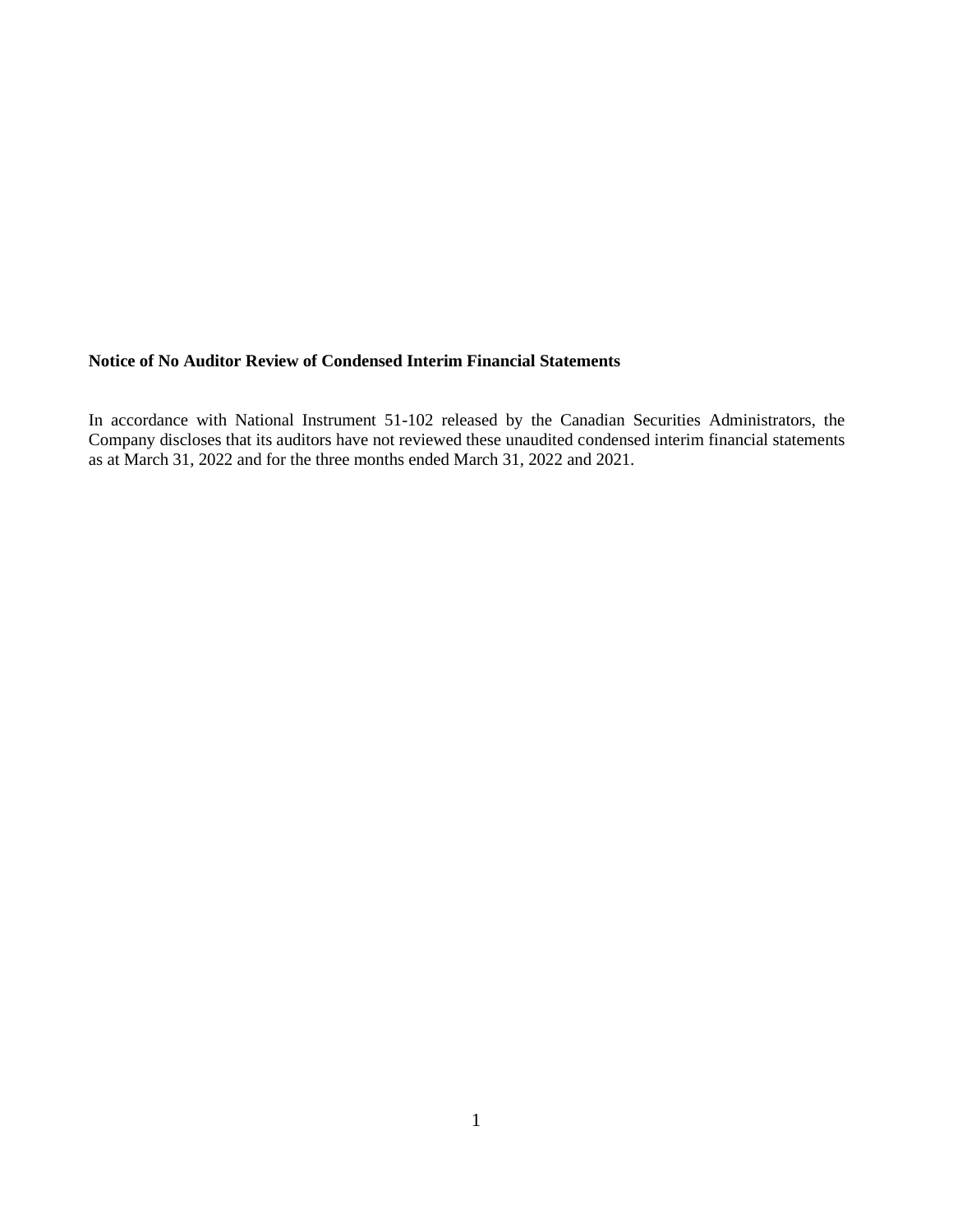**Notice of No Auditor Review of Condensed Interim Financial Statements**

In accordance with National Instrument 51-102 released by the Canadian Securities Administrators, the Company discloses that its auditors have not reviewed these unaudited condensed interim financial statements as at March 31, 2022 and for the three months ended March 31, 2022 and 2021.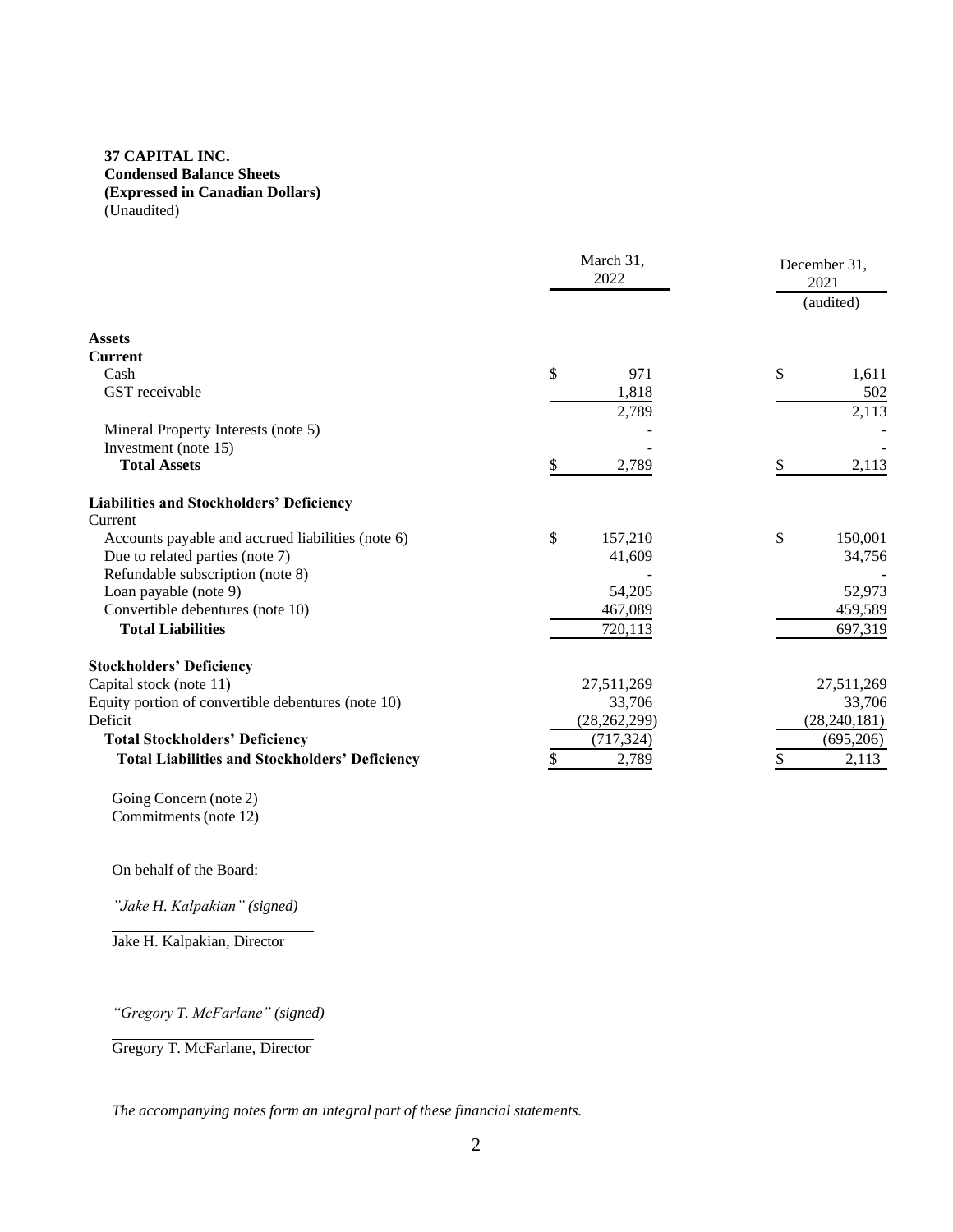**37 CAPITAL INC.**
**Condensed Balance Sheets**
**(Expressed in Canadian Dollars)**
(Unaudited)

| | March 31, 2022 | December 31, 2021 (audited) |
|---|---|---|
| **Assets** | | |
| **Current** | | |
| Cash | $ 971 | $ 1,611 |
| GST receivable | 1,818 | 502 |
| | 2,789 | 2,113 |
| Mineral Property Interests (note 5) | - | - |
| Investment (note 15) | - | - |
| **Total Assets** | $ 2,789 | $ 2,113 |
| **Liabilities and Stockholders' Deficiency** | | |
| Current | | |
| Accounts payable and accrued liabilities (note 6) | $ 157,210 | $ 150,001 |
| Due to related parties (note 7) | 41,609 | 34,756 |
| Refundable subscription (note 8) | - | - |
| Loan payable (note 9) | 54,205 | 52,973 |
| Convertible debentures (note 10) | 467,089 | 459,589 |
| **Total Liabilities** | 720,113 | 697,319 |
| **Stockholders' Deficiency** | | |
| Capital stock (note 11) | 27,511,269 | 27,511,269 |
| Equity portion of convertible debentures (note 10) | 33,706 | 33,706 |
| Deficit | (28,262,299) | (28,240,181) |
| **Total Stockholders' Deficiency** | (717,324) | (695,206) |
| **Total Liabilities and Stockholders' Deficiency** | $ 2,789 | $ 2,113 |

Going Concern (note 2)
Commitments (note 12)

On behalf of the Board:

*"Jake H. Kalpakian" (signed)*

Jake H. Kalpakian, Director

*"Gregory T. McFarlane" (signed)*

Gregory T. McFarlane, Director

*The accompanying notes form an integral part of these financial statements.*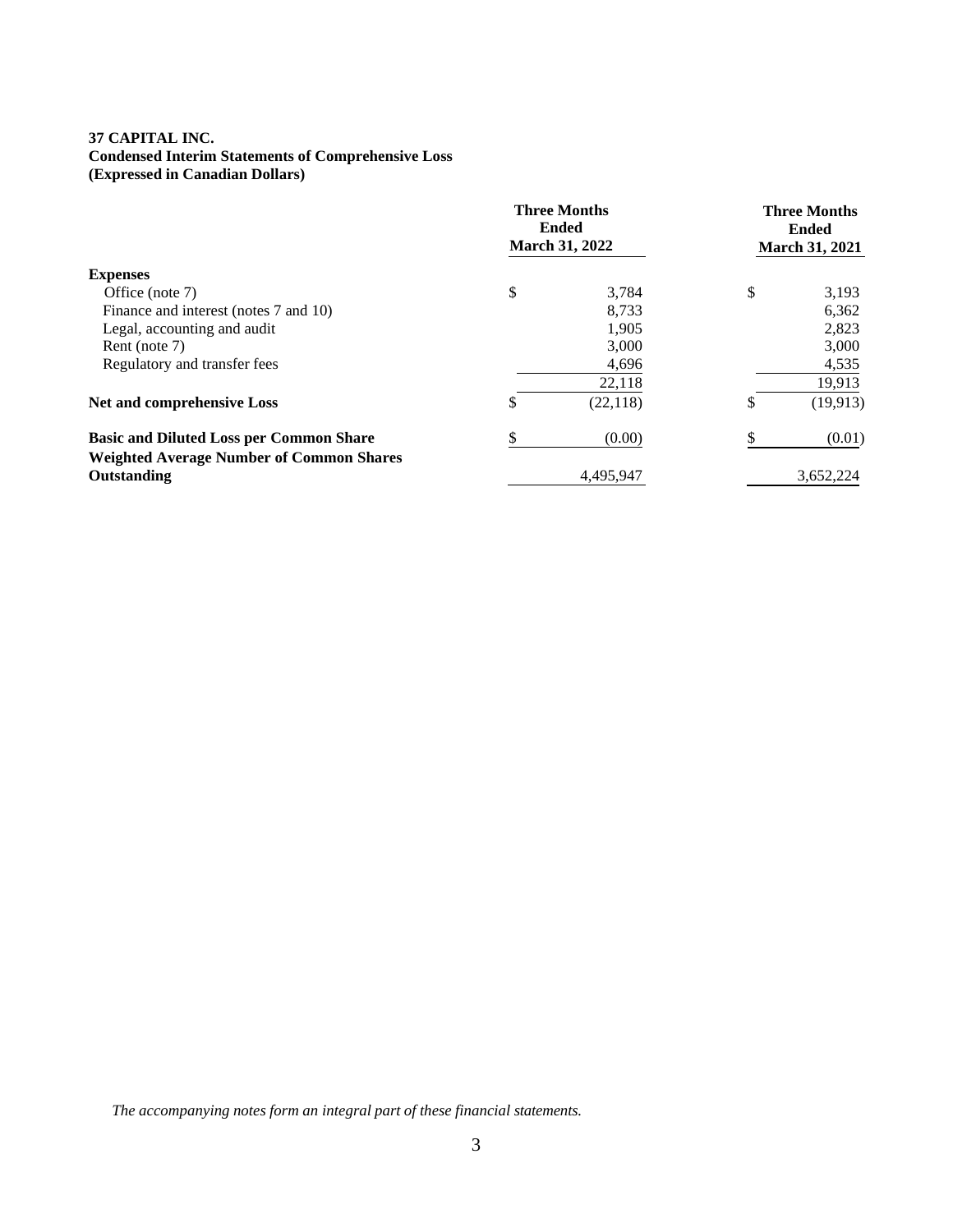**37 CAPITAL INC.**
**Condensed Interim Statements of Comprehensive Loss**
**(Expressed in Canadian Dollars)**

| | Three Months Ended March 31, 2022 | Three Months Ended March 31, 2021 |
|---|---|---|
| **Expenses** | | |
| Office (note 7) | $ 3,784 | $ 3,193 |
| Finance and interest (notes 7 and 10) | 8,733 | 6,362 |
| Legal, accounting and audit | 1,905 | 2,823 |
| Rent (note 7) | 3,000 | 3,000 |
| Regulatory and transfer fees | 4,696 | 4,535 |
| | 22,118 | 19,913 |
| **Net and comprehensive Loss** | $ (22,118) | $ (19,913) |
| **Basic and Diluted Loss per Common Share** | $ (0.00) | $ (0.01) |
| **Weighted Average Number of Common Shares Outstanding** | 4,495,947 | 3,652,224 |

*The accompanying notes form an integral part of these financial statements.*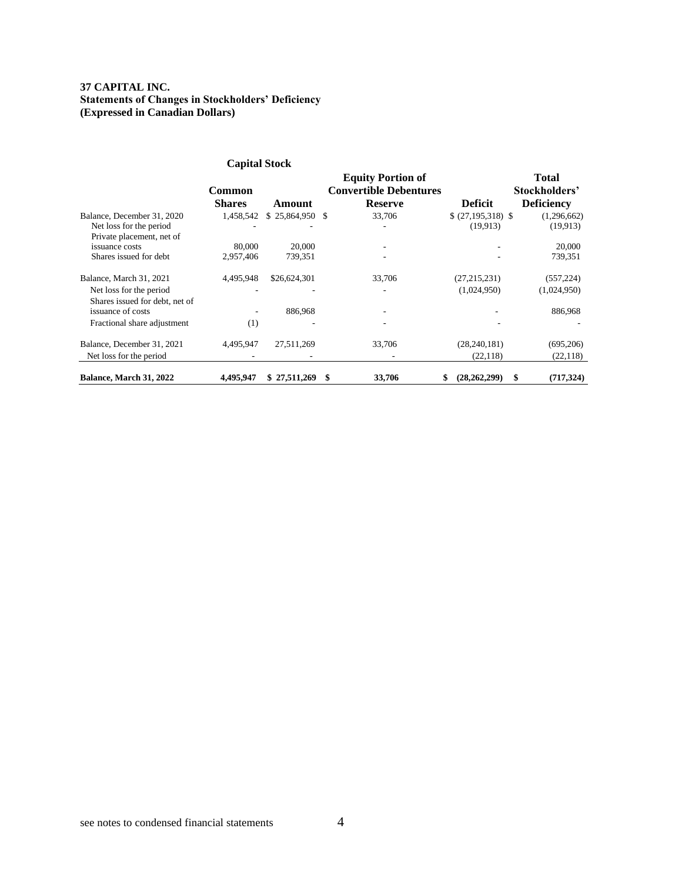**37 CAPITAL INC.**
**Statements of Changes in Stockholders' Deficiency**
**(Expressed in Canadian Dollars)**

| | Capital Stock | | | | |
|---|---|---|---|---|---|
| | **Common Shares** | **Amount** | **Equity Portion of Convertible Debentures Reserve** | **Deficit** | **Total Stockholders' Deficiency** |
| Balance, December 31, 2020 | 1,458,542 | $ 25,864,950 | $ 33,706 | $ (27,195,318) | $ (1,296,662) |
| Net loss for the period | - | - | - | (19,913) | (19,913) |
| Private placement, net of issuance costs | 80,000 | 20,000 | - | - | 20,000 |
| Shares issued for debt | 2,957,406 | 739,351 | - | - | 739,351 |
| Balance, March 31, 2021 | 4,495,948 | $26,624,301 | 33,706 | (27,215,231) | (557,224) |
| Net loss for the period | - | - | - | (1,024,950) | (1,024,950) |
| Shares issued for debt, net of issuance of costs | - | 886,968 | - | - | 886,968 |
| Fractional share adjustment | (1) | - | - | - | - |
| Balance, December 31, 2021 | 4,495,947 | 27,511,269 | 33,706 | (28,240,181) | (695,206) |
| Net loss for the period | - | - | - | (22,118) | (22,118) |
| **Balance, March 31, 2022** | **4,495,947** | **$ 27,511,269** | **$ 33,706** | **$ (28,262,299)** | **$ (717,324)** |

see notes to condensed financial statements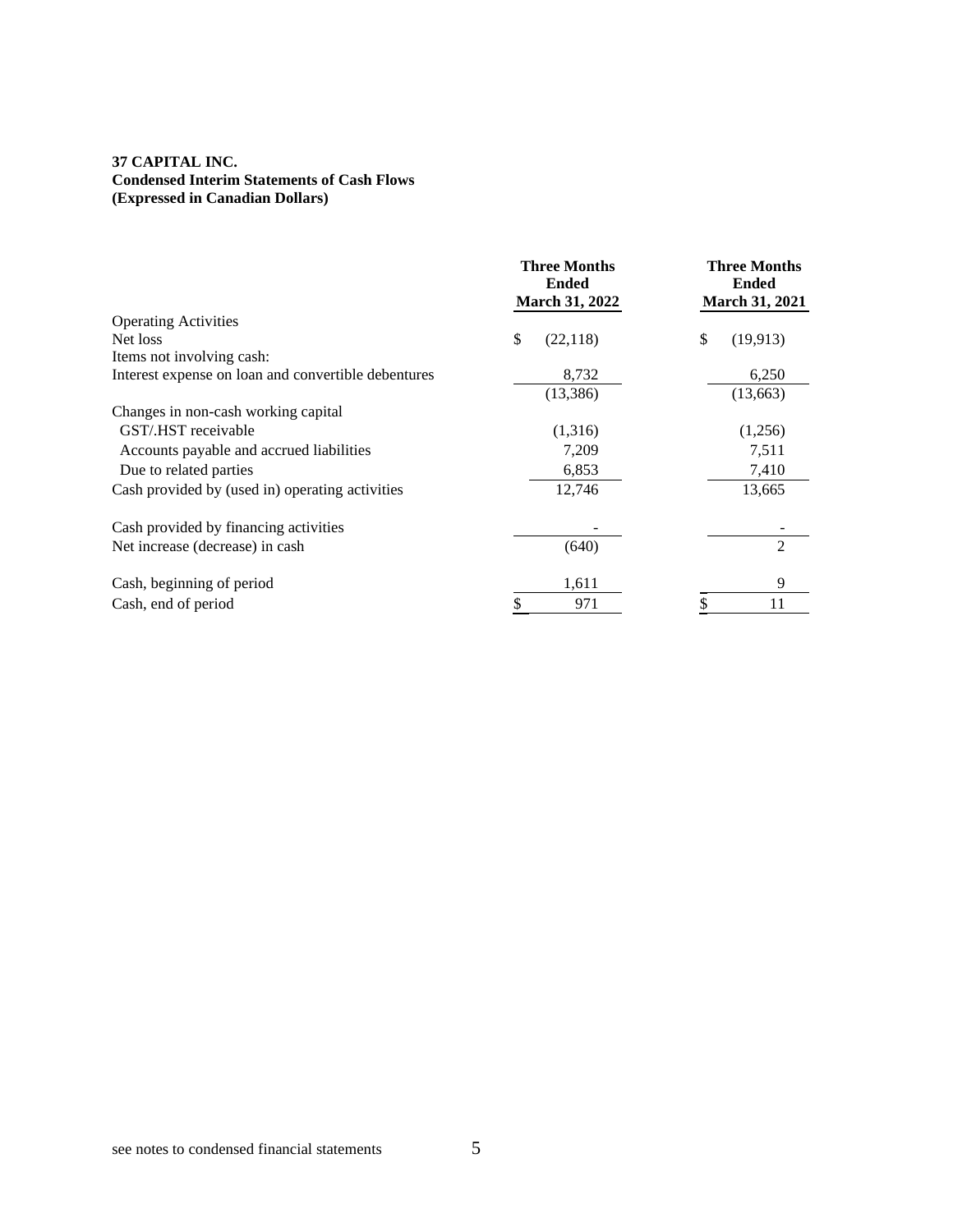**37 CAPITAL INC.**
**Condensed Interim Statements of Cash Flows**
**(Expressed in Canadian Dollars)**

| | Three Months Ended March 31, 2022 | Three Months Ended March 31, 2021 |
|---|---|---|
| Operating Activities | | |
| Net loss | $ (22,118) | $ (19,913) |
| Items not involving cash: | | |
| Interest expense on loan and convertible debentures | 8,732 | 6,250 |
| | (13,386) | (13,663) |
| Changes in non-cash working capital | | |
| GST/.HST receivable | (1,316) | (1,256) |
| Accounts payable and accrued liabilities | 7,209 | 7,511 |
| Due to related parties | 6,853 | 7,410 |
| Cash provided by (used in) operating activities | 12,746 | 13,665 |
| Cash provided by financing activities | - | - |
| Net increase (decrease) in cash | (640) | 2 |
| Cash, beginning of period | 1,611 | 9 |
| Cash, end of period | $ 971 | $ 11 |

see notes to condensed financial statements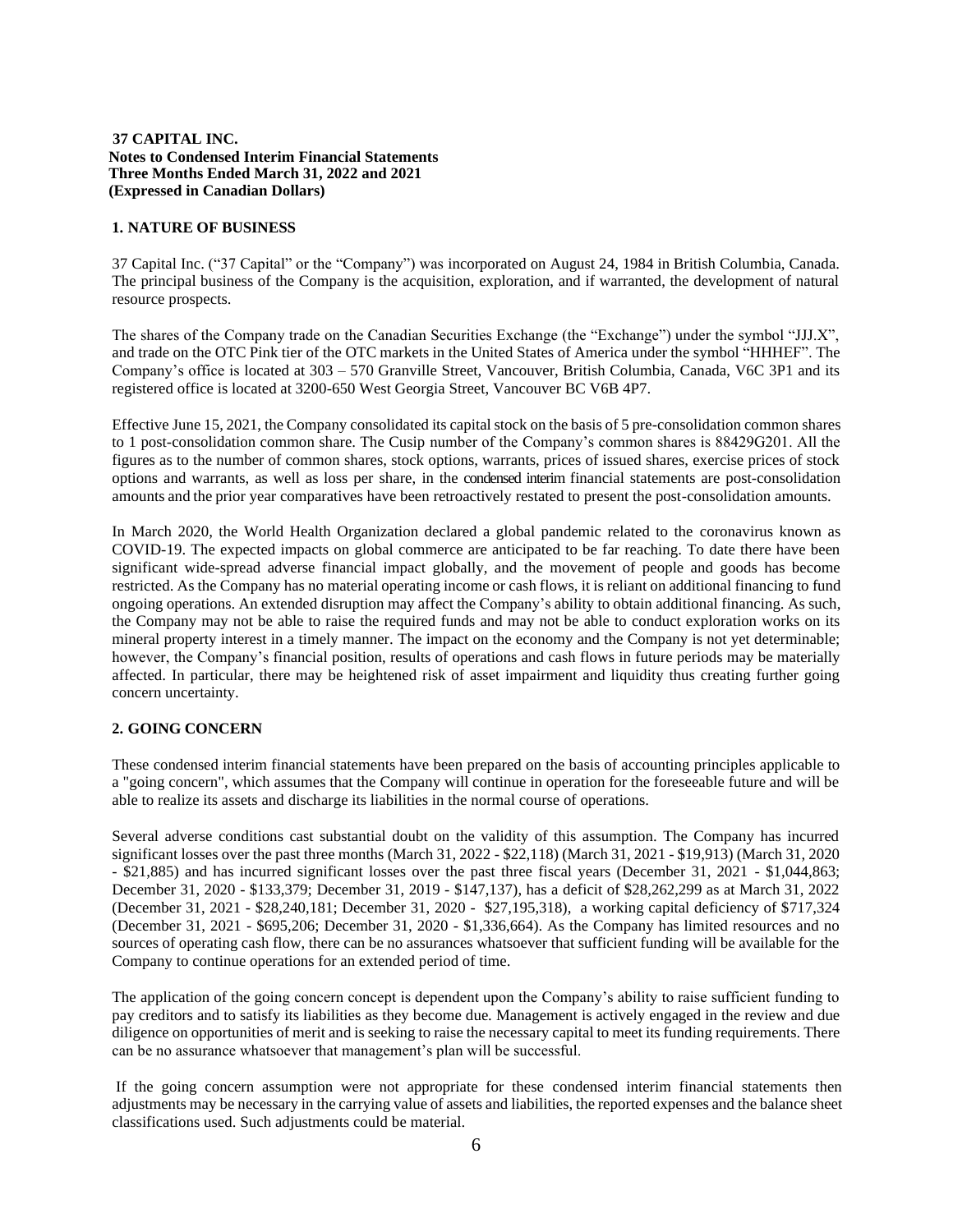**37 CAPITAL INC.**
**Notes to Condensed Interim Financial Statements**
**Three Months Ended March 31, 2022 and 2021**
**(Expressed in Canadian Dollars)**

## 1. NATURE OF BUSINESS

37 Capital Inc. ("37 Capital" or the "Company") was incorporated on August 24, 1984 in British Columbia, Canada. The principal business of the Company is the acquisition, exploration, and if warranted, the development of natural resource prospects.

The shares of the Company trade on the Canadian Securities Exchange (the "Exchange") under the symbol "JJJ.X", and trade on the OTC Pink tier of the OTC markets in the United States of America under the symbol "HHHEF". The Company's office is located at 303 – 570 Granville Street, Vancouver, British Columbia, Canada, V6C 3P1 and its registered office is located at 3200-650 West Georgia Street, Vancouver BC V6B 4P7.

Effective June 15, 2021, the Company consolidated its capital stock on the basis of 5 pre-consolidation common shares to 1 post-consolidation common share. The Cusip number of the Company's common shares is 88429G201. All the figures as to the number of common shares, stock options, warrants, prices of issued shares, exercise prices of stock options and warrants, as well as loss per share, in the condensed interim financial statements are post-consolidation amounts and the prior year comparatives have been retroactively restated to present the post-consolidation amounts.

In March 2020, the World Health Organization declared a global pandemic related to the coronavirus known as COVID-19. The expected impacts on global commerce are anticipated to be far reaching. To date there have been significant wide-spread adverse financial impact globally, and the movement of people and goods has become restricted. As the Company has no material operating income or cash flows, it is reliant on additional financing to fund ongoing operations. An extended disruption may affect the Company's ability to obtain additional financing. As such, the Company may not be able to raise the required funds and may not be able to conduct exploration works on its mineral property interest in a timely manner. The impact on the economy and the Company is not yet determinable; however, the Company's financial position, results of operations and cash flows in future periods may be materially affected. In particular, there may be heightened risk of asset impairment and liquidity thus creating further going concern uncertainty.

## 2. GOING CONCERN

These condensed interim financial statements have been prepared on the basis of accounting principles applicable to a "going concern", which assumes that the Company will continue in operation for the foreseeable future and will be able to realize its assets and discharge its liabilities in the normal course of operations.

Several adverse conditions cast substantial doubt on the validity of this assumption. The Company has incurred significant losses over the past three months (March 31, 2022 - $22,118) (March 31, 2021 - $19,913) (March 31, 2020 - $21,885) and has incurred significant losses over the past three fiscal years (December 31, 2021 - $1,044,863; December 31, 2020 - $133,379; December 31, 2019 - $147,137), has a deficit of $28,262,299 as at March 31, 2022 (December 31, 2021 - $28,240,181; December 31, 2020 - $27,195,318), a working capital deficiency of $717,324 (December 31, 2021 - $695,206; December 31, 2020 - $1,336,664). As the Company has limited resources and no sources of operating cash flow, there can be no assurances whatsoever that sufficient funding will be available for the Company to continue operations for an extended period of time.

The application of the going concern concept is dependent upon the Company's ability to raise sufficient funding to pay creditors and to satisfy its liabilities as they become due. Management is actively engaged in the review and due diligence on opportunities of merit and is seeking to raise the necessary capital to meet its funding requirements. There can be no assurance whatsoever that management's plan will be successful.

If the going concern assumption were not appropriate for these condensed interim financial statements then adjustments may be necessary in the carrying value of assets and liabilities, the reported expenses and the balance sheet classifications used. Such adjustments could be material.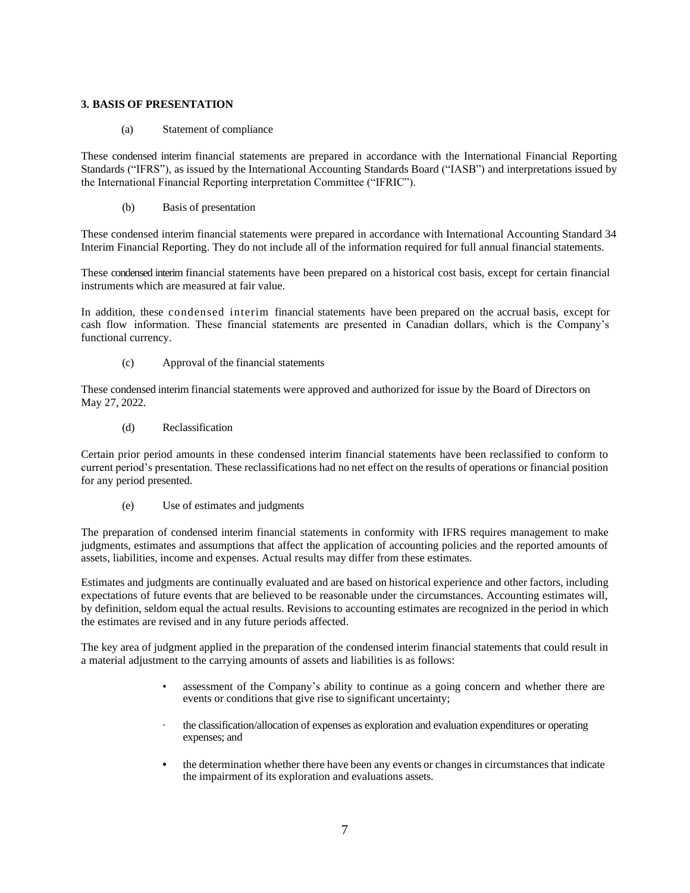## 3. BASIS OF PRESENTATION

(a) Statement of compliance

These condensed interim financial statements are prepared in accordance with the International Financial Reporting Standards ("IFRS"), as issued by the International Accounting Standards Board ("IASB") and interpretations issued by the International Financial Reporting interpretation Committee ("IFRIC").

(b) Basis of presentation

These condensed interim financial statements were prepared in accordance with International Accounting Standard 34 Interim Financial Reporting. They do not include all of the information required for full annual financial statements.

These condensed interim financial statements have been prepared on a historical cost basis, except for certain financial instruments which are measured at fair value.

In addition, these condensed interim financial statements have been prepared on the accrual basis, except for cash flow information. These financial statements are presented in Canadian dollars, which is the Company's functional currency.

(c) Approval of the financial statements

These condensed interim financial statements were approved and authorized for issue by the Board of Directors on May 27, 2022.

(d) Reclassification

Certain prior period amounts in these condensed interim financial statements have been reclassified to conform to current period's presentation. These reclassifications had no net effect on the results of operations or financial position for any period presented.

(e) Use of estimates and judgments

The preparation of condensed interim financial statements in conformity with IFRS requires management to make judgments, estimates and assumptions that affect the application of accounting policies and the reported amounts of assets, liabilities, income and expenses. Actual results may differ from these estimates.

Estimates and judgments are continually evaluated and are based on historical experience and other factors, including expectations of future events that are believed to be reasonable under the circumstances. Accounting estimates will, by definition, seldom equal the actual results. Revisions to accounting estimates are recognized in the period in which the estimates are revised and in any future periods affected.

The key area of judgment applied in the preparation of the condensed interim financial statements that could result in a material adjustment to the carrying amounts of assets and liabilities is as follows:

- assessment of the Company's ability to continue as a going concern and whether there are events or conditions that give rise to significant uncertainty;
- the classification/allocation of expenses as exploration and evaluation expenditures or operating expenses; and
- the determination whether there have been any events or changes in circumstances that indicate the impairment of its exploration and evaluations assets.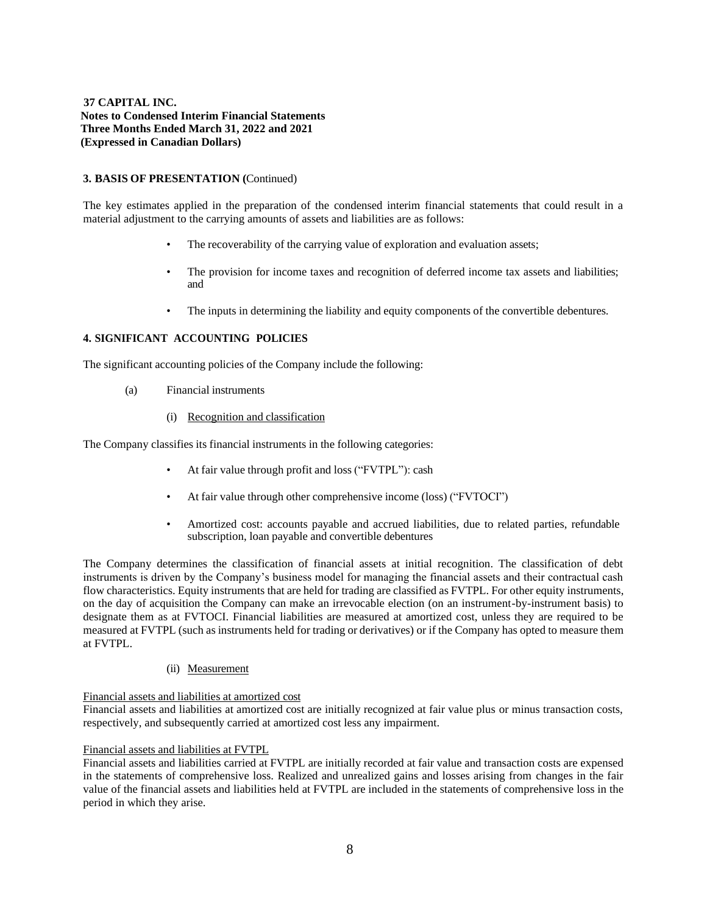**37 CAPITAL INC.**
**Notes to Condensed Interim Financial Statements**
**Three Months Ended March 31, 2022 and 2021**
**(Expressed in Canadian Dollars)**

**3. BASIS OF PRESENTATION (**Continued)

The key estimates applied in the preparation of the condensed interim financial statements that could result in a material adjustment to the carrying amounts of assets and liabilities are as follows:

- The recoverability of the carrying value of exploration and evaluation assets;
- The provision for income taxes and recognition of deferred income tax assets and liabilities; and
- The inputs in determining the liability and equity components of the convertible debentures.

**4. SIGNIFICANT ACCOUNTING POLICIES**

The significant accounting policies of the Company include the following:

(a) Financial instruments

(i) Recognition and classification

The Company classifies its financial instruments in the following categories:

- At fair value through profit and loss ("FVTPL"): cash
- At fair value through other comprehensive income (loss) ("FVTOCI")
- Amortized cost: accounts payable and accrued liabilities, due to related parties, refundable subscription, loan payable and convertible debentures

The Company determines the classification of financial assets at initial recognition. The classification of debt instruments is driven by the Company's business model for managing the financial assets and their contractual cash flow characteristics. Equity instruments that are held for trading are classified as FVTPL. For other equity instruments, on the day of acquisition the Company can make an irrevocable election (on an instrument-by-instrument basis) to designate them as at FVTOCI. Financial liabilities are measured at amortized cost, unless they are required to be measured at FVTPL (such as instruments held for trading or derivatives) or if the Company has opted to measure them at FVTPL.

(ii) Measurement

Financial assets and liabilities at amortized cost

Financial assets and liabilities at amortized cost are initially recognized at fair value plus or minus transaction costs, respectively, and subsequently carried at amortized cost less any impairment.

Financial assets and liabilities at FVTPL

Financial assets and liabilities carried at FVTPL are initially recorded at fair value and transaction costs are expensed in the statements of comprehensive loss. Realized and unrealized gains and losses arising from changes in the fair value of the financial assets and liabilities held at FVTPL are included in the statements of comprehensive loss in the period in which they arise.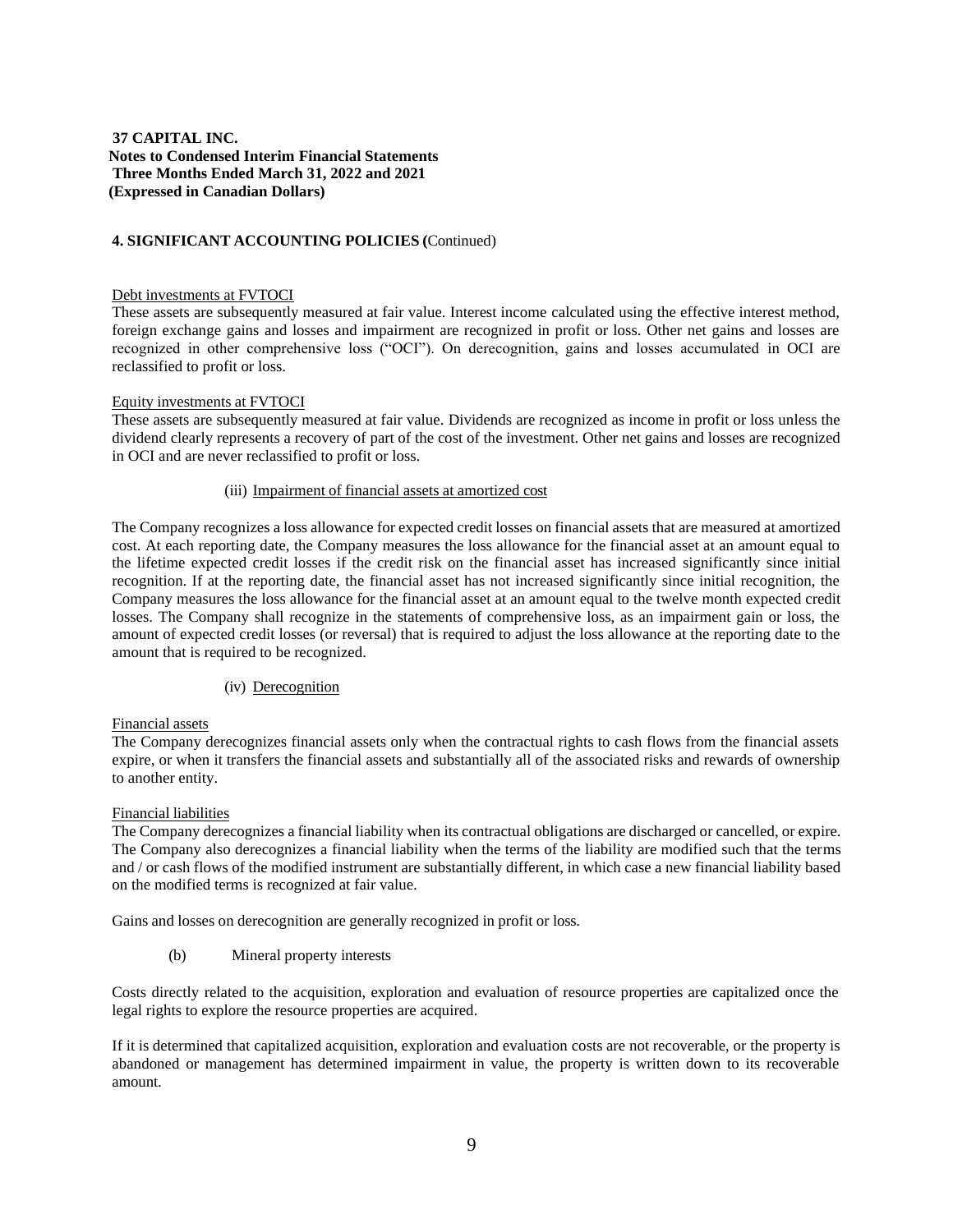**37 CAPITAL INC.**
**Notes to Condensed Interim Financial Statements**
**Three Months Ended March 31, 2022 and 2021**
**(Expressed in Canadian Dollars)**

**4. SIGNIFICANT ACCOUNTING POLICIES (**Continued)

Debt investments at FVTOCI
These assets are subsequently measured at fair value. Interest income calculated using the effective interest method, foreign exchange gains and losses and impairment are recognized in profit or loss. Other net gains and losses are recognized in other comprehensive loss ("OCI"). On derecognition, gains and losses accumulated in OCI are reclassified to profit or loss.

Equity investments at FVTOCI
These assets are subsequently measured at fair value. Dividends are recognized as income in profit or loss unless the dividend clearly represents a recovery of part of the cost of the investment. Other net gains and losses are recognized in OCI and are never reclassified to profit or loss.

(iii) Impairment of financial assets at amortized cost

The Company recognizes a loss allowance for expected credit losses on financial assets that are measured at amortized cost. At each reporting date, the Company measures the loss allowance for the financial asset at an amount equal to the lifetime expected credit losses if the credit risk on the financial asset has increased significantly since initial recognition. If at the reporting date, the financial asset has not increased significantly since initial recognition, the Company measures the loss allowance for the financial asset at an amount equal to the twelve month expected credit losses. The Company shall recognize in the statements of comprehensive loss, as an impairment gain or loss, the amount of expected credit losses (or reversal) that is required to adjust the loss allowance at the reporting date to the amount that is required to be recognized.

(iv) Derecognition

Financial assets
The Company derecognizes financial assets only when the contractual rights to cash flows from the financial assets expire, or when it transfers the financial assets and substantially all of the associated risks and rewards of ownership to another entity.

Financial liabilities
The Company derecognizes a financial liability when its contractual obligations are discharged or cancelled, or expire. The Company also derecognizes a financial liability when the terms of the liability are modified such that the terms and / or cash flows of the modified instrument are substantially different, in which case a new financial liability based on the modified terms is recognized at fair value.

Gains and losses on derecognition are generally recognized in profit or loss.

(b) Mineral property interests

Costs directly related to the acquisition, exploration and evaluation of resource properties are capitalized once the legal rights to explore the resource properties are acquired.

If it is determined that capitalized acquisition, exploration and evaluation costs are not recoverable, or the property is abandoned or management has determined impairment in value, the property is written down to its recoverable amount.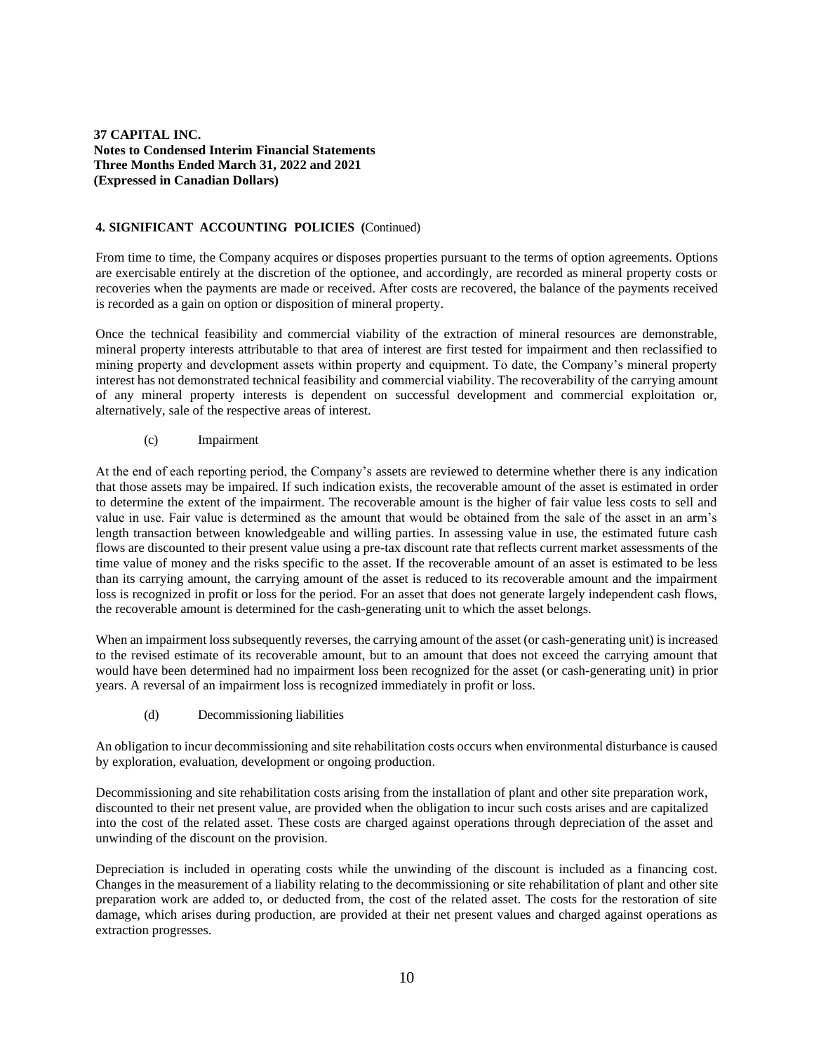## 4. SIGNIFICANT ACCOUNTING POLICIES (Continued)

From time to time, the Company acquires or disposes properties pursuant to the terms of option agreements. Options are exercisable entirely at the discretion of the optionee, and accordingly, are recorded as mineral property costs or recoveries when the payments are made or received. After costs are recovered, the balance of the payments received is recorded as a gain on option or disposition of mineral property.

Once the technical feasibility and commercial viability of the extraction of mineral resources are demonstrable, mineral property interests attributable to that area of interest are first tested for impairment and then reclassified to mining property and development assets within property and equipment. To date, the Company's mineral property interest has not demonstrated technical feasibility and commercial viability. The recoverability of the carrying amount of any mineral property interests is dependent on successful development and commercial exploitation or, alternatively, sale of the respective areas of interest.

(c) Impairment

At the end of each reporting period, the Company's assets are reviewed to determine whether there is any indication that those assets may be impaired. If such indication exists, the recoverable amount of the asset is estimated in order to determine the extent of the impairment. The recoverable amount is the higher of fair value less costs to sell and value in use. Fair value is determined as the amount that would be obtained from the sale of the asset in an arm's length transaction between knowledgeable and willing parties. In assessing value in use, the estimated future cash flows are discounted to their present value using a pre-tax discount rate that reflects current market assessments of the time value of money and the risks specific to the asset. If the recoverable amount of an asset is estimated to be less than its carrying amount, the carrying amount of the asset is reduced to its recoverable amount and the impairment loss is recognized in profit or loss for the period. For an asset that does not generate largely independent cash flows, the recoverable amount is determined for the cash-generating unit to which the asset belongs.

When an impairment loss subsequently reverses, the carrying amount of the asset (or cash-generating unit) is increased to the revised estimate of its recoverable amount, but to an amount that does not exceed the carrying amount that would have been determined had no impairment loss been recognized for the asset (or cash-generating unit) in prior years. A reversal of an impairment loss is recognized immediately in profit or loss.

(d) Decommissioning liabilities

An obligation to incur decommissioning and site rehabilitation costs occurs when environmental disturbance is caused by exploration, evaluation, development or ongoing production.

Decommissioning and site rehabilitation costs arising from the installation of plant and other site preparation work, discounted to their net present value, are provided when the obligation to incur such costs arises and are capitalized into the cost of the related asset. These costs are charged against operations through depreciation of the asset and unwinding of the discount on the provision.

Depreciation is included in operating costs while the unwinding of the discount is included as a financing cost. Changes in the measurement of a liability relating to the decommissioning or site rehabilitation of plant and other site preparation work are added to, or deducted from, the cost of the related asset. The costs for the restoration of site damage, which arises during production, are provided at their net present values and charged against operations as extraction progresses.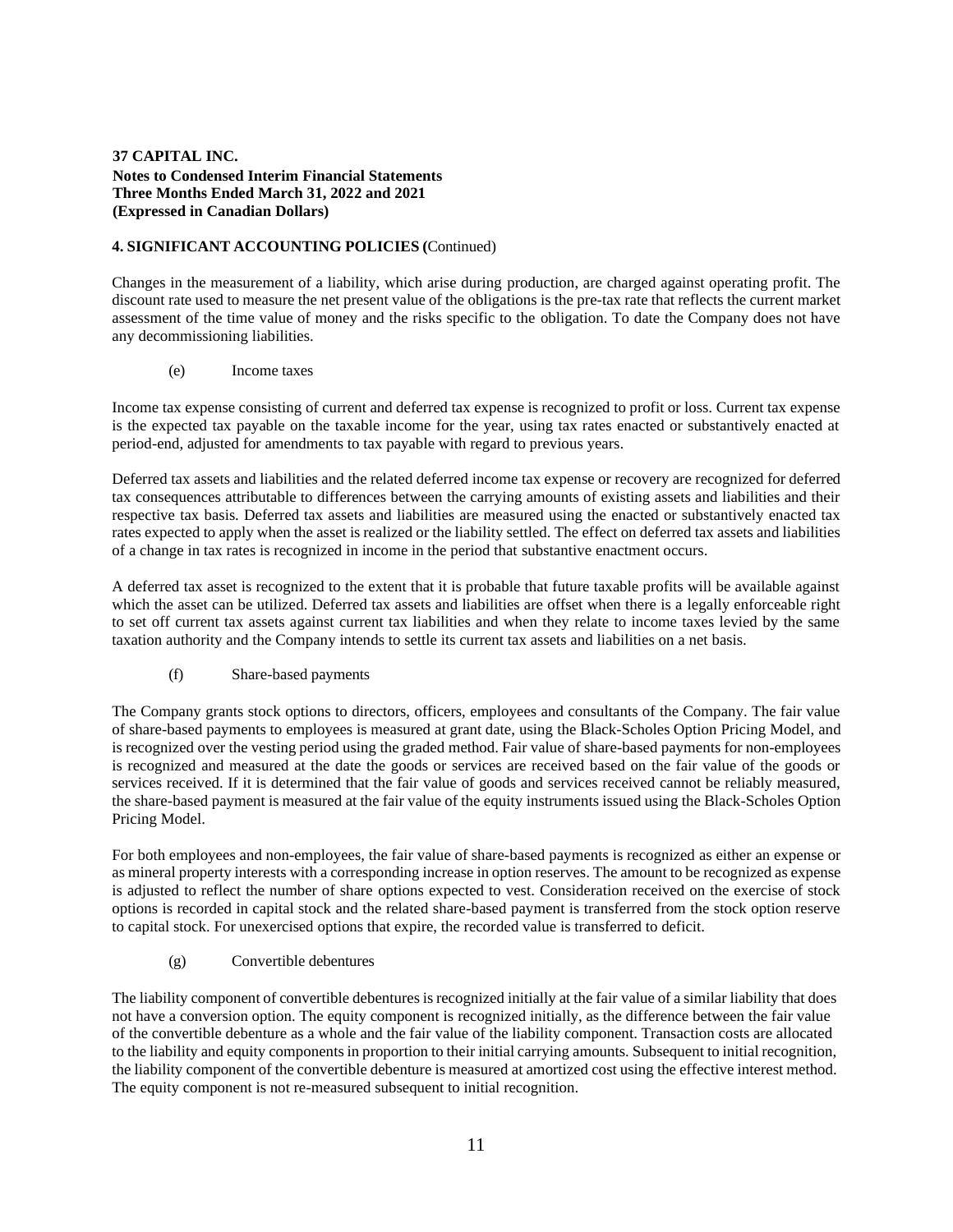**37 CAPITAL INC.**
**Notes to Condensed Interim Financial Statements**
**Three Months Ended March 31, 2022 and 2021**
**(Expressed in Canadian Dollars)**

**4. SIGNIFICANT ACCOUNTING POLICIES (**Continued)

Changes in the measurement of a liability, which arise during production, are charged against operating profit. The discount rate used to measure the net present value of the obligations is the pre-tax rate that reflects the current market assessment of the time value of money and the risks specific to the obligation. To date the Company does not have any decommissioning liabilities.

(e) Income taxes

Income tax expense consisting of current and deferred tax expense is recognized to profit or loss. Current tax expense is the expected tax payable on the taxable income for the year, using tax rates enacted or substantively enacted at period-end, adjusted for amendments to tax payable with regard to previous years.

Deferred tax assets and liabilities and the related deferred income tax expense or recovery are recognized for deferred tax consequences attributable to differences between the carrying amounts of existing assets and liabilities and their respective tax basis. Deferred tax assets and liabilities are measured using the enacted or substantively enacted tax rates expected to apply when the asset is realized or the liability settled. The effect on deferred tax assets and liabilities of a change in tax rates is recognized in income in the period that substantive enactment occurs.

A deferred tax asset is recognized to the extent that it is probable that future taxable profits will be available against which the asset can be utilized. Deferred tax assets and liabilities are offset when there is a legally enforceable right to set off current tax assets against current tax liabilities and when they relate to income taxes levied by the same taxation authority and the Company intends to settle its current tax assets and liabilities on a net basis.

(f) Share-based payments

The Company grants stock options to directors, officers, employees and consultants of the Company. The fair value of share-based payments to employees is measured at grant date, using the Black-Scholes Option Pricing Model, and is recognized over the vesting period using the graded method. Fair value of share-based payments for non-employees is recognized and measured at the date the goods or services are received based on the fair value of the goods or services received. If it is determined that the fair value of goods and services received cannot be reliably measured, the share-based payment is measured at the fair value of the equity instruments issued using the Black-Scholes Option Pricing Model.

For both employees and non-employees, the fair value of share-based payments is recognized as either an expense or as mineral property interests with a corresponding increase in option reserves. The amount to be recognized as expense is adjusted to reflect the number of share options expected to vest. Consideration received on the exercise of stock options is recorded in capital stock and the related share-based payment is transferred from the stock option reserve to capital stock. For unexercised options that expire, the recorded value is transferred to deficit.

(g) Convertible debentures

The liability component of convertible debentures is recognized initially at the fair value of a similar liability that does not have a conversion option. The equity component is recognized initially, as the difference between the fair value of the convertible debenture as a whole and the fair value of the liability component. Transaction costs are allocated to the liability and equity components in proportion to their initial carrying amounts. Subsequent to initial recognition, the liability component of the convertible debenture is measured at amortized cost using the effective interest method. The equity component is not re-measured subsequent to initial recognition.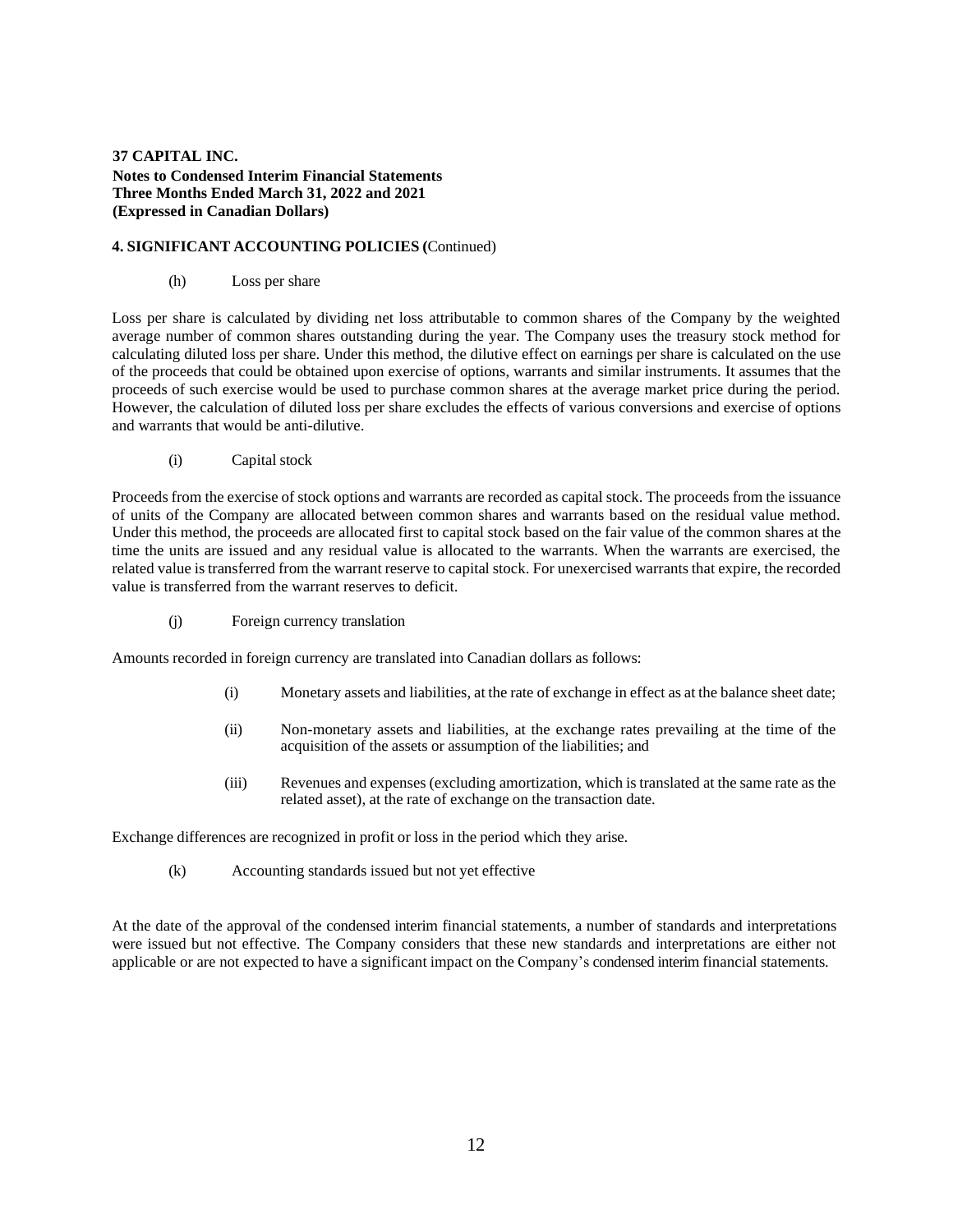**37 CAPITAL INC.**
**Notes to Condensed Interim Financial Statements**
**Three Months Ended March 31, 2022 and 2021**
**(Expressed in Canadian Dollars)**

**4. SIGNIFICANT ACCOUNTING POLICIES (**Continued)

(h) Loss per share

Loss per share is calculated by dividing net loss attributable to common shares of the Company by the weighted average number of common shares outstanding during the year. The Company uses the treasury stock method for calculating diluted loss per share. Under this method, the dilutive effect on earnings per share is calculated on the use of the proceeds that could be obtained upon exercise of options, warrants and similar instruments. It assumes that the proceeds of such exercise would be used to purchase common shares at the average market price during the period. However, the calculation of diluted loss per share excludes the effects of various conversions and exercise of options and warrants that would be anti-dilutive.

(i) Capital stock

Proceeds from the exercise of stock options and warrants are recorded as capital stock. The proceeds from the issuance of units of the Company are allocated between common shares and warrants based on the residual value method. Under this method, the proceeds are allocated first to capital stock based on the fair value of the common shares at the time the units are issued and any residual value is allocated to the warrants. When the warrants are exercised, the related value is transferred from the warrant reserve to capital stock. For unexercised warrants that expire, the recorded value is transferred from the warrant reserves to deficit.

(j) Foreign currency translation

Amounts recorded in foreign currency are translated into Canadian dollars as follows:

(i) Monetary assets and liabilities, at the rate of exchange in effect as at the balance sheet date;

(ii) Non-monetary assets and liabilities, at the exchange rates prevailing at the time of the acquisition of the assets or assumption of the liabilities; and

(iii) Revenues and expenses (excluding amortization, which is translated at the same rate as the related asset), at the rate of exchange on the transaction date.

Exchange differences are recognized in profit or loss in the period which they arise.

(k) Accounting standards issued but not yet effective

At the date of the approval of the condensed interim financial statements, a number of standards and interpretations were issued but not effective. The Company considers that these new standards and interpretations are either not applicable or are not expected to have a significant impact on the Company's condensed interim financial statements.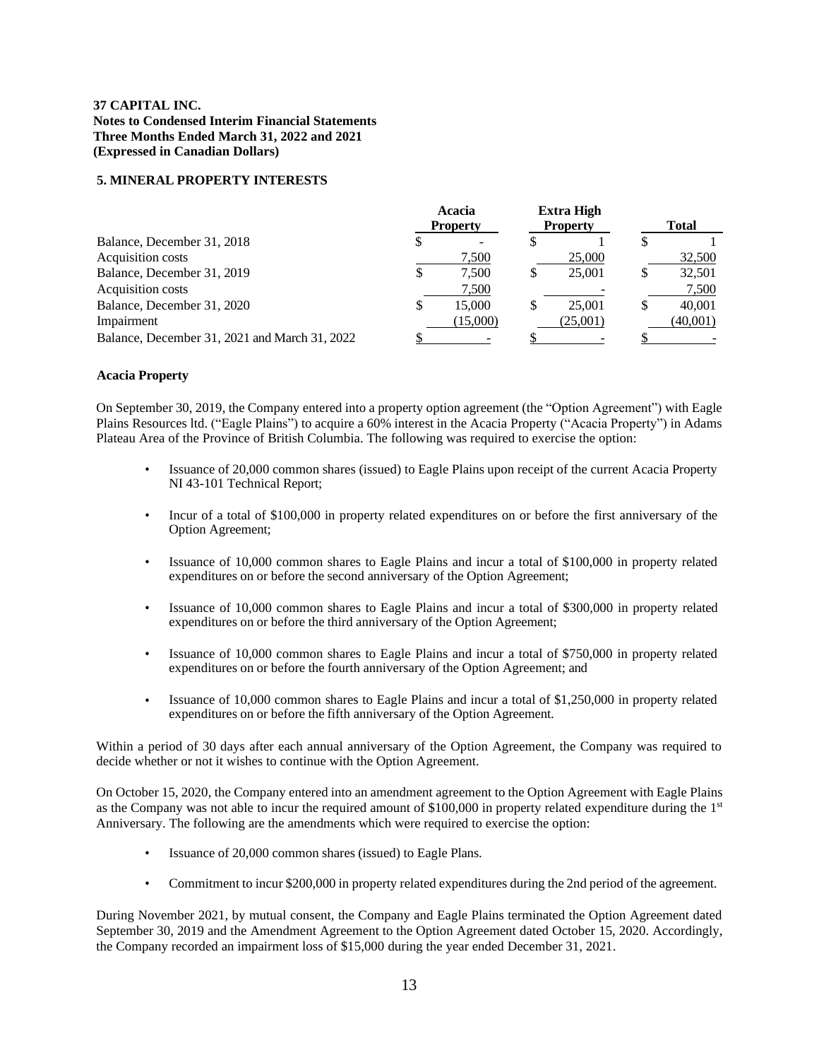**37 CAPITAL INC.**
**Notes to Condensed Interim Financial Statements**
**Three Months Ended March 31, 2022 and 2021**
**(Expressed in Canadian Dollars)**

## 5. MINERAL PROPERTY INTERESTS

| | Acacia Property | Extra High Property | Total |
|---|---|---|---|
| Balance, December 31, 2018 | $ - | $ 1 | $ 1 |
| Acquisition costs | 7,500 | 25,000 | 32,500 |
| Balance, December 31, 2019 | $ 7,500 | $ 25,001 | $ 32,501 |
| Acquisition costs | 7,500 | - | 7,500 |
| Balance, December 31, 2020 | $ 15,000 | $ 25,001 | $ 40,001 |
| Impairment | (15,000) | (25,001) | (40,001) |
| Balance, December 31, 2021 and March 31, 2022 | $ - | $ - | $ - |

### Acacia Property

On September 30, 2019, the Company entered into a property option agreement (the "Option Agreement") with Eagle Plains Resources ltd. ("Eagle Plains") to acquire a 60% interest in the Acacia Property ("Acacia Property") in Adams Plateau Area of the Province of British Columbia. The following was required to exercise the option:

- Issuance of 20,000 common shares (issued) to Eagle Plains upon receipt of the current Acacia Property NI 43-101 Technical Report;
- Incur of a total of $100,000 in property related expenditures on or before the first anniversary of the Option Agreement;
- Issuance of 10,000 common shares to Eagle Plains and incur a total of $100,000 in property related expenditures on or before the second anniversary of the Option Agreement;
- Issuance of 10,000 common shares to Eagle Plains and incur a total of $300,000 in property related expenditures on or before the third anniversary of the Option Agreement;
- Issuance of 10,000 common shares to Eagle Plains and incur a total of $750,000 in property related expenditures on or before the fourth anniversary of the Option Agreement; and
- Issuance of 10,000 common shares to Eagle Plains and incur a total of $1,250,000 in property related expenditures on or before the fifth anniversary of the Option Agreement.

Within a period of 30 days after each annual anniversary of the Option Agreement, the Company was required to decide whether or not it wishes to continue with the Option Agreement.

On October 15, 2020, the Company entered into an amendment agreement to the Option Agreement with Eagle Plains as the Company was not able to incur the required amount of $100,000 in property related expenditure during the 1st Anniversary. The following are the amendments which were required to exercise the option:

- Issuance of 20,000 common shares (issued) to Eagle Plans.
- Commitment to incur $200,000 in property related expenditures during the 2nd period of the agreement.

During November 2021, by mutual consent, the Company and Eagle Plains terminated the Option Agreement dated September 30, 2019 and the Amendment Agreement to the Option Agreement dated October 15, 2020. Accordingly, the Company recorded an impairment loss of $15,000 during the year ended December 31, 2021.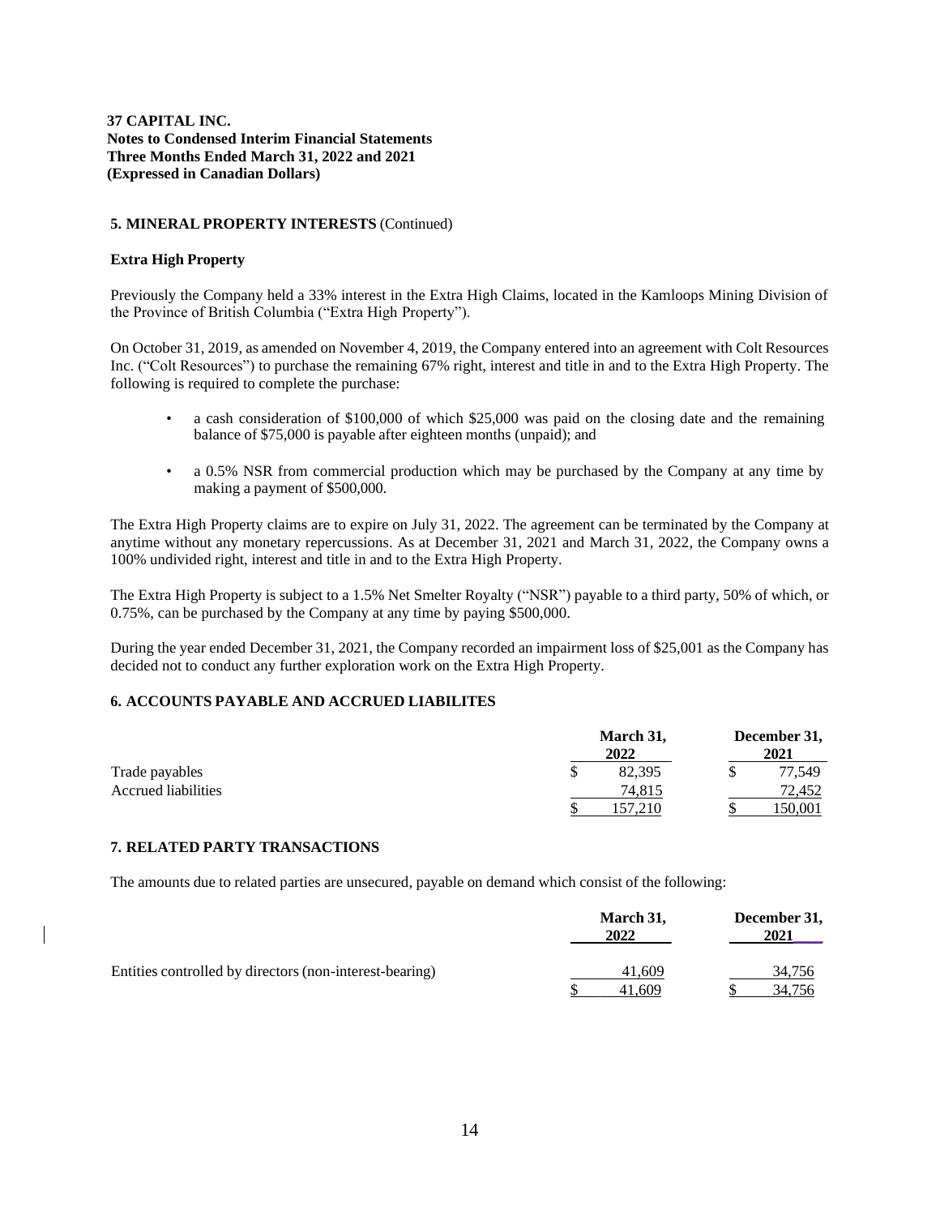## 5. MINERAL PROPERTY INTERESTS (Continued)

### Extra High Property

Previously the Company held a 33% interest in the Extra High Claims, located in the Kamloops Mining Division of the Province of British Columbia ("Extra High Property").

On October 31, 2019, as amended on November 4, 2019, the Company entered into an agreement with Colt Resources Inc. ("Colt Resources") to purchase the remaining 67% right, interest and title in and to the Extra High Property. The following is required to complete the purchase:

- a cash consideration of $100,000 of which $25,000 was paid on the closing date and the remaining balance of $75,000 is payable after eighteen months (unpaid); and
- a 0.5% NSR from commercial production which may be purchased by the Company at any time by making a payment of $500,000.

The Extra High Property claims are to expire on July 31, 2022. The agreement can be terminated by the Company at anytime without any monetary repercussions. As at December 31, 2021 and March 31, 2022, the Company owns a 100% undivided right, interest and title in and to the Extra High Property.

The Extra High Property is subject to a 1.5% Net Smelter Royalty ("NSR") payable to a third party, 50% of which, or 0.75%, can be purchased by the Company at any time by paying $500,000.

During the year ended December 31, 2021, the Company recorded an impairment loss of $25,001 as the Company has decided not to conduct any further exploration work on the Extra High Property.

## 6. ACCOUNTS PAYABLE AND ACCRUED LIABILITES

| | March 31, 2022 | December 31, 2021 |
|---|---|---|
| Trade payables | $ 82,395 | $ 77,549 |
| Accrued liabilities | 74,815 | 72,452 |
| | $ 157,210 | $ 150,001 |

## 7. RELATED PARTY TRANSACTIONS

The amounts due to related parties are unsecured, payable on demand which consist of the following:

| | March 31, 2022 | December 31, 2021 |
|---|---|---|
| Entities controlled by directors (non-interest-bearing) | 41,609 | 34,756 |
| | $ 41,609 | $ 34,756 |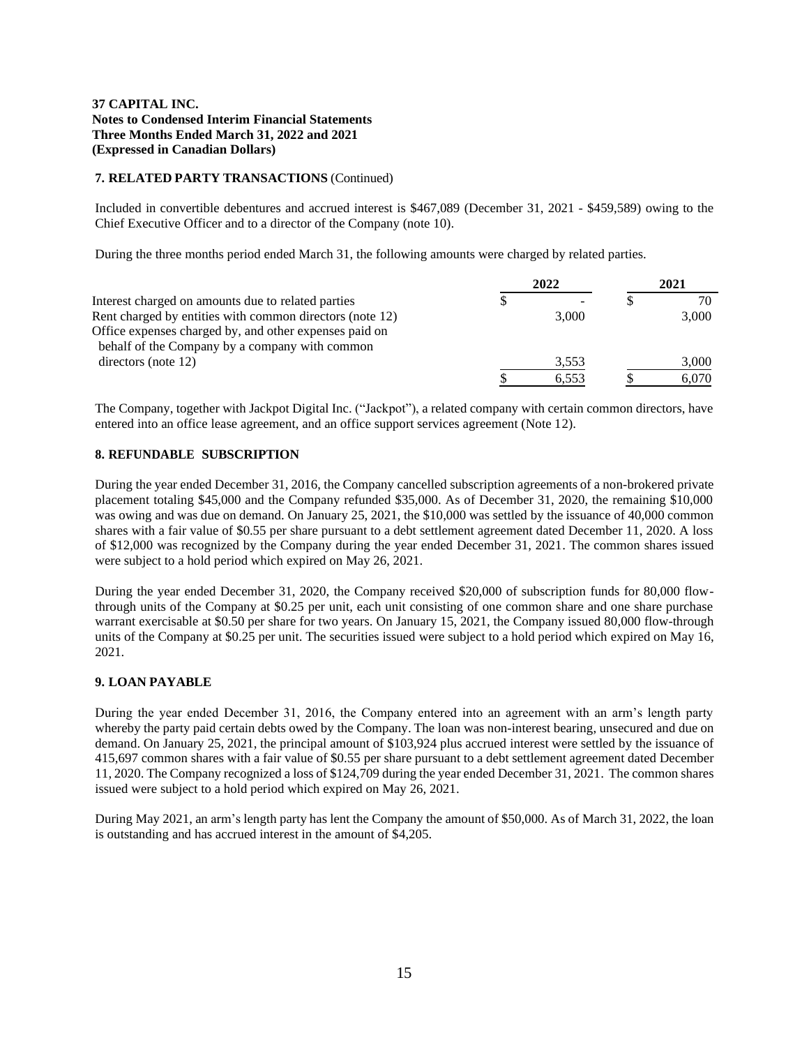**37 CAPITAL INC.**
**Notes to Condensed Interim Financial Statements**
**Three Months Ended March 31, 2022 and 2021**
**(Expressed in Canadian Dollars)**

**7. RELATED PARTY TRANSACTIONS** (Continued)

Included in convertible debentures and accrued interest is $467,089 (December 31, 2021 - $459,589) owing to the Chief Executive Officer and to a director of the Company (note 10).

During the three months period ended March 31, the following amounts were charged by related parties.

| | 2022 | 2021 |
|---|---|---|
| Interest charged on amounts due to related parties | $ - | $ 70 |
| Rent charged by entities with common directors (note 12) | 3,000 | 3,000 |
| Office expenses charged by, and other expenses paid on behalf of the Company by a company with common directors (note 12) | 3,553 | 3,000 |
| | $ 6,553 | $ 6,070 |

The Company, together with Jackpot Digital Inc. ("Jackpot"), a related company with certain common directors, have entered into an office lease agreement, and an office support services agreement (Note 12).

**8. REFUNDABLE SUBSCRIPTION**

During the year ended December 31, 2016, the Company cancelled subscription agreements of a non-brokered private placement totaling $45,000 and the Company refunded $35,000. As of December 31, 2020, the remaining $10,000 was owing and was due on demand. On January 25, 2021, the $10,000 was settled by the issuance of 40,000 common shares with a fair value of $0.55 per share pursuant to a debt settlement agreement dated December 11, 2020. A loss of $12,000 was recognized by the Company during the year ended December 31, 2021. The common shares issued were subject to a hold period which expired on May 26, 2021.

During the year ended December 31, 2020, the Company received $20,000 of subscription funds for 80,000 flow-through units of the Company at $0.25 per unit, each unit consisting of one common share and one share purchase warrant exercisable at $0.50 per share for two years. On January 15, 2021, the Company issued 80,000 flow-through units of the Company at $0.25 per unit. The securities issued were subject to a hold period which expired on May 16, 2021.

**9. LOAN PAYABLE**

During the year ended December 31, 2016, the Company entered into an agreement with an arm's length party whereby the party paid certain debts owed by the Company. The loan was non-interest bearing, unsecured and due on demand. On January 25, 2021, the principal amount of $103,924 plus accrued interest were settled by the issuance of 415,697 common shares with a fair value of $0.55 per share pursuant to a debt settlement agreement dated December 11, 2020. The Company recognized a loss of $124,709 during the year ended December 31, 2021. The common shares issued were subject to a hold period which expired on May 26, 2021.

During May 2021, an arm's length party has lent the Company the amount of $50,000. As of March 31, 2022, the loan is outstanding and has accrued interest in the amount of $4,205.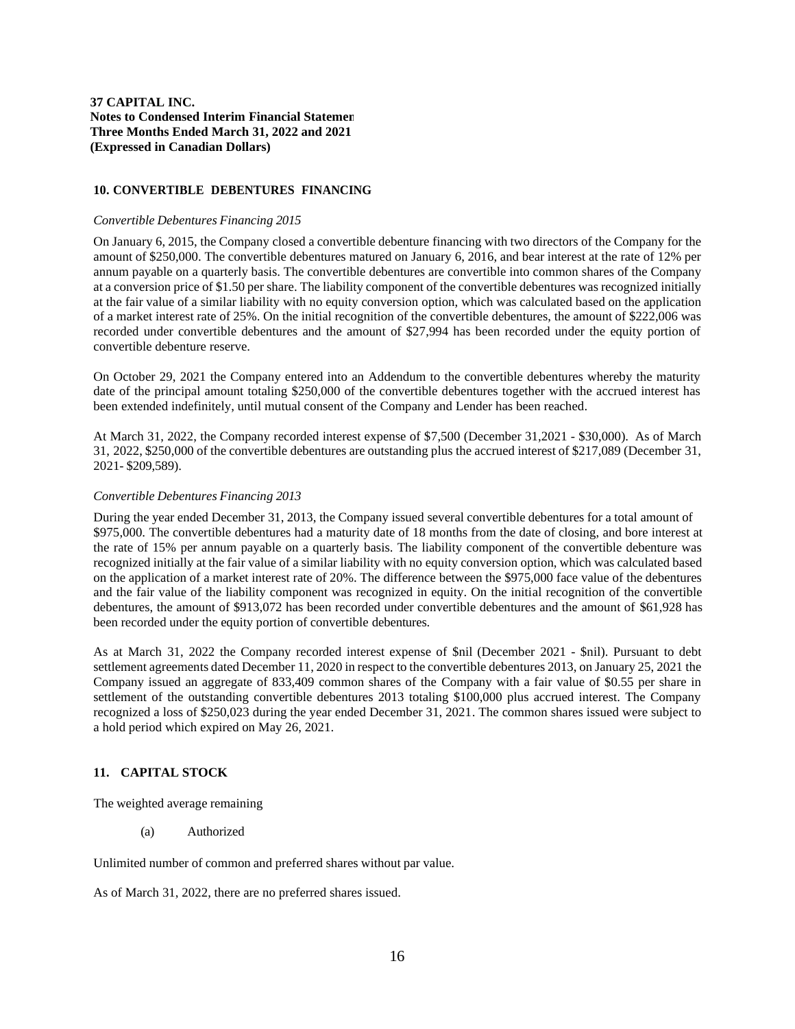## 10. CONVERTIBLE DEBENTURES FINANCING

*Convertible Debentures Financing 2015*

On January 6, 2015, the Company closed a convertible debenture financing with two directors of the Company for the amount of $250,000. The convertible debentures matured on January 6, 2016, and bear interest at the rate of 12% per annum payable on a quarterly basis. The convertible debentures are convertible into common shares of the Company at a conversion price of $1.50 per share. The liability component of the convertible debentures was recognized initially at the fair value of a similar liability with no equity conversion option, which was calculated based on the application of a market interest rate of 25%. On the initial recognition of the convertible debentures, the amount of $222,006 was recorded under convertible debentures and the amount of $27,994 has been recorded under the equity portion of convertible debenture reserve.

On October 29, 2021 the Company entered into an Addendum to the convertible debentures whereby the maturity date of the principal amount totaling $250,000 of the convertible debentures together with the accrued interest has been extended indefinitely, until mutual consent of the Company and Lender has been reached.

At March 31, 2022, the Company recorded interest expense of $7,500 (December 31,2021 - $30,000). As of March 31, 2022, $250,000 of the convertible debentures are outstanding plus the accrued interest of $217,089 (December 31, 2021- $209,589).

*Convertible Debentures Financing 2013*

During the year ended December 31, 2013, the Company issued several convertible debentures for a total amount of $975,000. The convertible debentures had a maturity date of 18 months from the date of closing, and bore interest at the rate of 15% per annum payable on a quarterly basis. The liability component of the convertible debenture was recognized initially at the fair value of a similar liability with no equity conversion option, which was calculated based on the application of a market interest rate of 20%. The difference between the $975,000 face value of the debentures and the fair value of the liability component was recognized in equity. On the initial recognition of the convertible debentures, the amount of $913,072 has been recorded under convertible debentures and the amount of $61,928 has been recorded under the equity portion of convertible debentures.

As at March 31, 2022 the Company recorded interest expense of $nil (December 2021 - $nil). Pursuant to debt settlement agreements dated December 11, 2020 in respect to the convertible debentures 2013, on January 25, 2021 the Company issued an aggregate of 833,409 common shares of the Company with a fair value of $0.55 per share in settlement of the outstanding convertible debentures 2013 totaling $100,000 plus accrued interest. The Company recognized a loss of $250,023 during the year ended December 31, 2021. The common shares issued were subject to a hold period which expired on May 26, 2021.

## 11. CAPITAL STOCK

The weighted average remaining

(a) Authorized

Unlimited number of common and preferred shares without par value.

As of March 31, 2022, there are no preferred shares issued.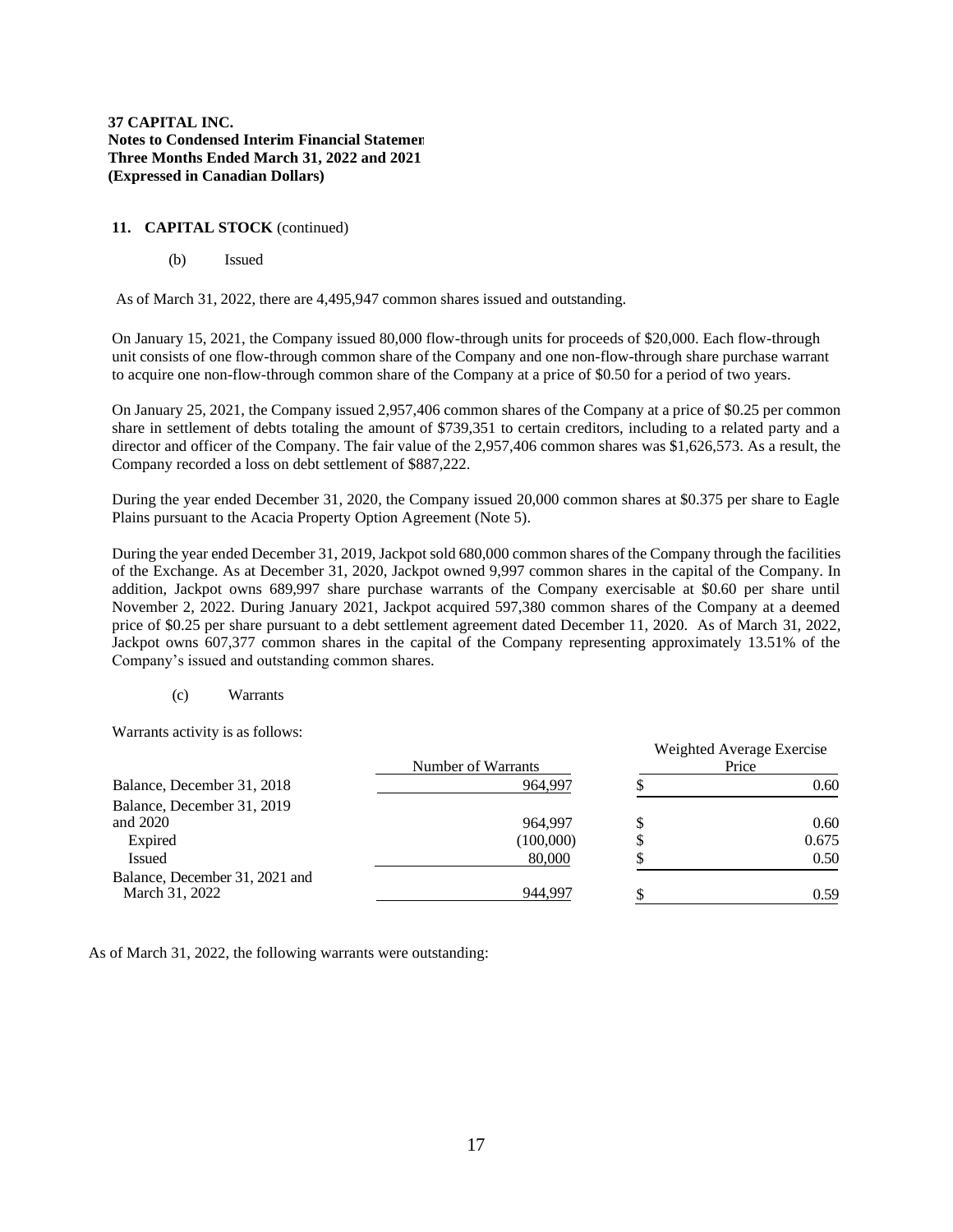## 11. CAPITAL STOCK (continued)

(b) Issued

As of March 31, 2022, there are 4,495,947 common shares issued and outstanding.

On January 15, 2021, the Company issued 80,000 flow-through units for proceeds of $20,000. Each flow-through unit consists of one flow-through common share of the Company and one non-flow-through share purchase warrant to acquire one non-flow-through common share of the Company at a price of $0.50 for a period of two years.

On January 25, 2021, the Company issued 2,957,406 common shares of the Company at a price of $0.25 per common share in settlement of debts totaling the amount of $739,351 to certain creditors, including to a related party and a director and officer of the Company. The fair value of the 2,957,406 common shares was $1,626,573. As a result, the Company recorded a loss on debt settlement of $887,222.

During the year ended December 31, 2020, the Company issued 20,000 common shares at $0.375 per share to Eagle Plains pursuant to the Acacia Property Option Agreement (Note 5).

During the year ended December 31, 2019, Jackpot sold 680,000 common shares of the Company through the facilities of the Exchange. As at December 31, 2020, Jackpot owned 9,997 common shares in the capital of the Company. In addition, Jackpot owns 689,997 share purchase warrants of the Company exercisable at $0.60 per share until November 2, 2022. During January 2021, Jackpot acquired 597,380 common shares of the Company at a deemed price of $0.25 per share pursuant to a debt settlement agreement dated December 11, 2020. As of March 31, 2022, Jackpot owns 607,377 common shares in the capital of the Company representing approximately 13.51% of the Company's issued and outstanding common shares.

(c) Warrants

Warrants activity is as follows:

| | Number of Warrants | Weighted Average Exercise Price |
|---|---|---|
| Balance, December 31, 2018 | 964,997 | $ 0.60 |
| Balance, December 31, 2019 and 2020 | 964,997 | $ 0.60 |
| Expired | (100,000) | $ 0.675 |
| Issued | 80,000 | $ 0.50 |
| Balance, December 31, 2021 and March 31, 2022 | 944,997 | $ 0.59 |

As of March 31, 2022, the following warrants were outstanding: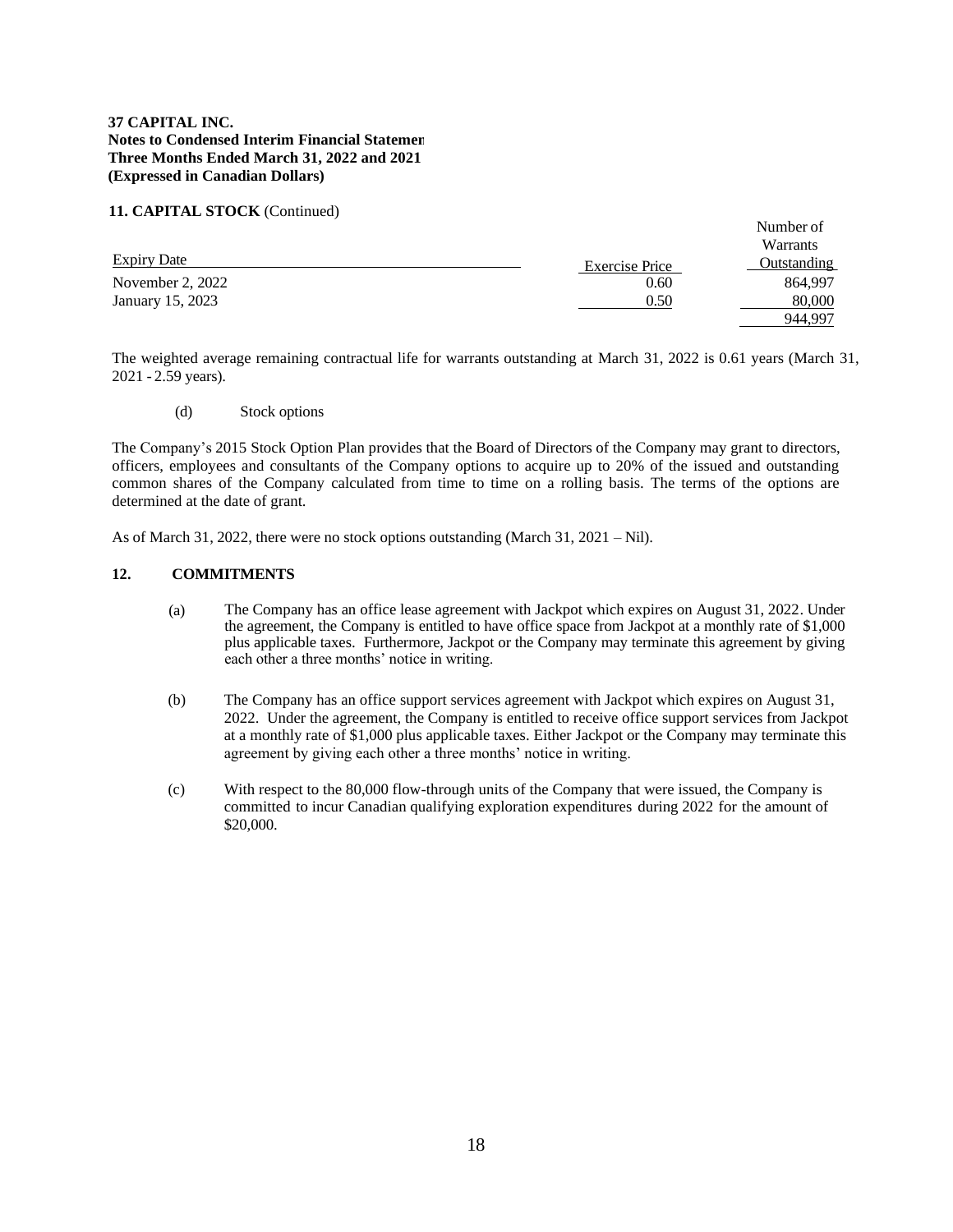**37 CAPITAL INC.**
**Notes to Condensed Interim Financial Statements**
**Three Months Ended March 31, 2022 and 2021**
**(Expressed in Canadian Dollars)**

**11. CAPITAL STOCK** (Continued)

| Expiry Date | Exercise Price | Number of Warrants Outstanding |
|---|---|---|
| November 2, 2022 | 0.60 | 864,997 |
| January 15, 2023 | 0.50 | 80,000 |
| | | 944,997 |

The weighted average remaining contractual life for warrants outstanding at March 31, 2022 is 0.61 years (March 31, 2021 - 2.59 years).

(d) Stock options

The Company's 2015 Stock Option Plan provides that the Board of Directors of the Company may grant to directors, officers, employees and consultants of the Company options to acquire up to 20% of the issued and outstanding common shares of the Company calculated from time to time on a rolling basis. The terms of the options are determined at the date of grant.

As of March 31, 2022, there were no stock options outstanding (March 31, 2021 – Nil).

**12. COMMITMENTS**

(a) The Company has an office lease agreement with Jackpot which expires on August 31, 2022. Under the agreement, the Company is entitled to have office space from Jackpot at a monthly rate of $1,000 plus applicable taxes. Furthermore, Jackpot or the Company may terminate this agreement by giving each other a three months' notice in writing.

(b) The Company has an office support services agreement with Jackpot which expires on August 31, 2022. Under the agreement, the Company is entitled to receive office support services from Jackpot at a monthly rate of $1,000 plus applicable taxes. Either Jackpot or the Company may terminate this agreement by giving each other a three months' notice in writing.

(c) With respect to the 80,000 flow-through units of the Company that were issued, the Company is committed to incur Canadian qualifying exploration expenditures during 2022 for the amount of $20,000.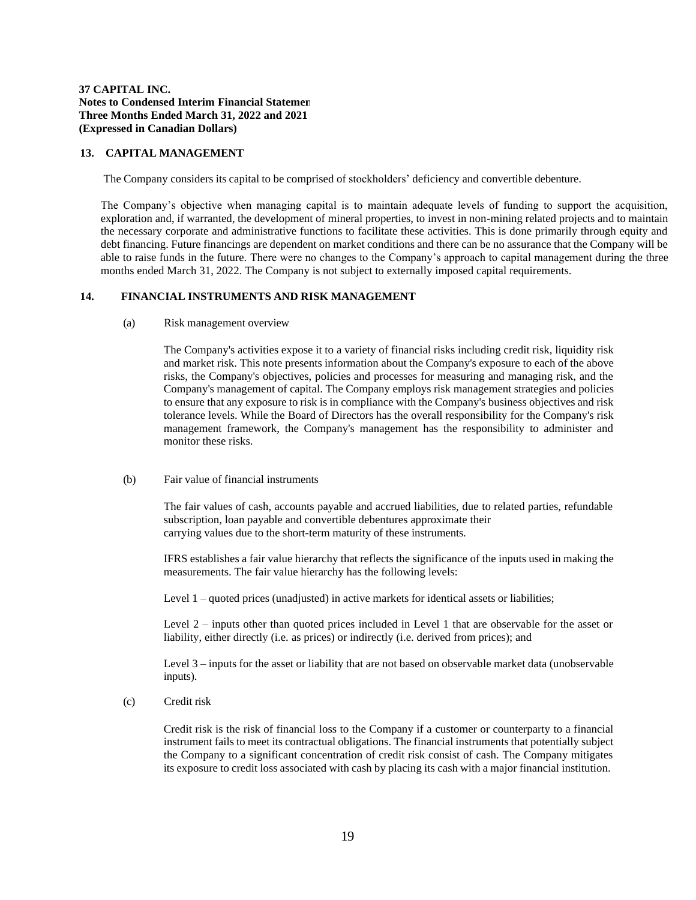## 13. CAPITAL MANAGEMENT

The Company considers its capital to be comprised of stockholders' deficiency and convertible debenture.

The Company's objective when managing capital is to maintain adequate levels of funding to support the acquisition, exploration and, if warranted, the development of mineral properties, to invest in non-mining related projects and to maintain the necessary corporate and administrative functions to facilitate these activities. This is done primarily through equity and debt financing. Future financings are dependent on market conditions and there can be no assurance that the Company will be able to raise funds in the future. There were no changes to the Company's approach to capital management during the three months ended March 31, 2022. The Company is not subject to externally imposed capital requirements.

## 14. FINANCIAL INSTRUMENTS AND RISK MANAGEMENT

(a) Risk management overview

The Company's activities expose it to a variety of financial risks including credit risk, liquidity risk and market risk. This note presents information about the Company's exposure to each of the above risks, the Company's objectives, policies and processes for measuring and managing risk, and the Company's management of capital. The Company employs risk management strategies and policies to ensure that any exposure to risk is in compliance with the Company's business objectives and risk tolerance levels. While the Board of Directors has the overall responsibility for the Company's risk management framework, the Company's management has the responsibility to administer and monitor these risks.

(b) Fair value of financial instruments

The fair values of cash, accounts payable and accrued liabilities, due to related parties, refundable subscription, loan payable and convertible debentures approximate their carrying values due to the short-term maturity of these instruments.

IFRS establishes a fair value hierarchy that reflects the significance of the inputs used in making the measurements. The fair value hierarchy has the following levels:

Level 1 – quoted prices (unadjusted) in active markets for identical assets or liabilities;

Level 2 – inputs other than quoted prices included in Level 1 that are observable for the asset or liability, either directly (i.e. as prices) or indirectly (i.e. derived from prices); and

Level 3 – inputs for the asset or liability that are not based on observable market data (unobservable inputs).

(c) Credit risk

Credit risk is the risk of financial loss to the Company if a customer or counterparty to a financial instrument fails to meet its contractual obligations. The financial instruments that potentially subject the Company to a significant concentration of credit risk consist of cash. The Company mitigates its exposure to credit loss associated with cash by placing its cash with a major financial institution.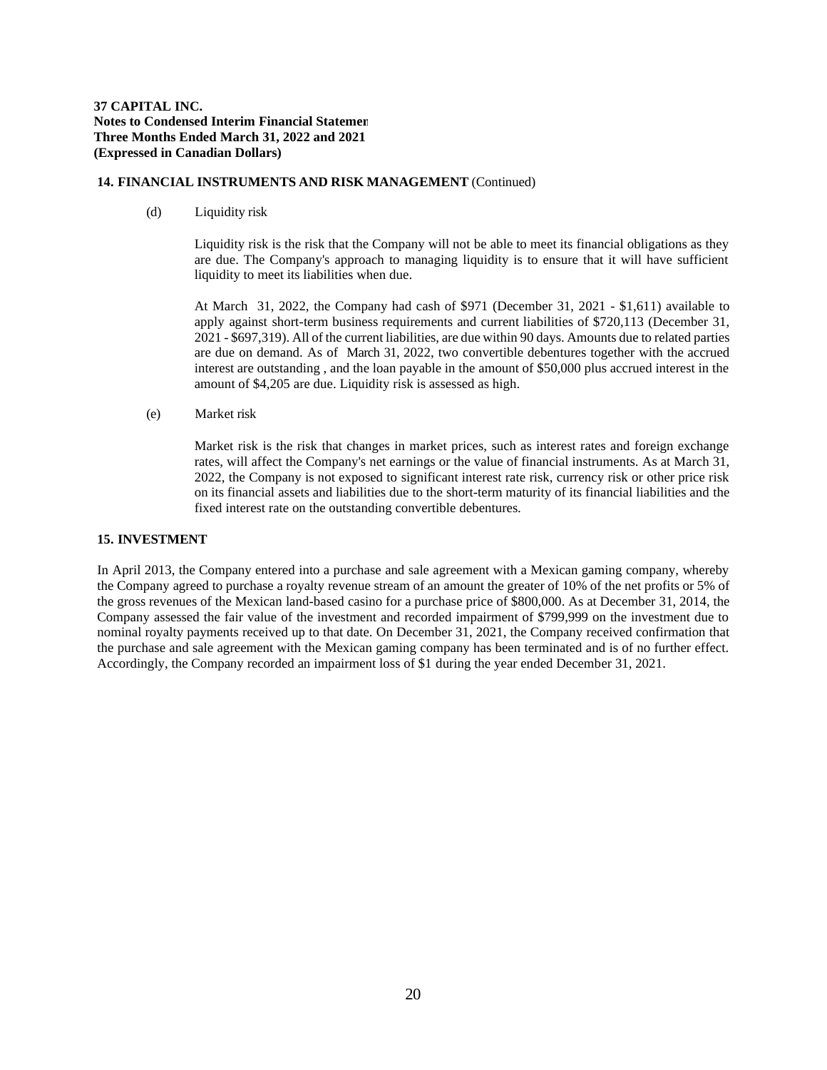## 14. FINANCIAL INSTRUMENTS AND RISK MANAGEMENT (Continued)

(d) Liquidity risk

Liquidity risk is the risk that the Company will not be able to meet its financial obligations as they are due. The Company's approach to managing liquidity is to ensure that it will have sufficient liquidity to meet its liabilities when due.

At March 31, 2022, the Company had cash of $971 (December 31, 2021 - $1,611) available to apply against short-term business requirements and current liabilities of $720,113 (December 31, 2021 - $697,319). All of the current liabilities, are due within 90 days. Amounts due to related parties are due on demand. As of March 31, 2022, two convertible debentures together with the accrued interest are outstanding , and the loan payable in the amount of $50,000 plus accrued interest in the amount of $4,205 are due. Liquidity risk is assessed as high.

(e) Market risk

Market risk is the risk that changes in market prices, such as interest rates and foreign exchange rates, will affect the Company's net earnings or the value of financial instruments. As at March 31, 2022, the Company is not exposed to significant interest rate risk, currency risk or other price risk on its financial assets and liabilities due to the short-term maturity of its financial liabilities and the fixed interest rate on the outstanding convertible debentures.

## 15. INVESTMENT

In April 2013, the Company entered into a purchase and sale agreement with a Mexican gaming company, whereby the Company agreed to purchase a royalty revenue stream of an amount the greater of 10% of the net profits or 5% of the gross revenues of the Mexican land-based casino for a purchase price of $800,000. As at December 31, 2014, the Company assessed the fair value of the investment and recorded impairment of $799,999 on the investment due to nominal royalty payments received up to that date. On December 31, 2021, the Company received confirmation that the purchase and sale agreement with the Mexican gaming company has been terminated and is of no further effect. Accordingly, the Company recorded an impairment loss of $1 during the year ended December 31, 2021.